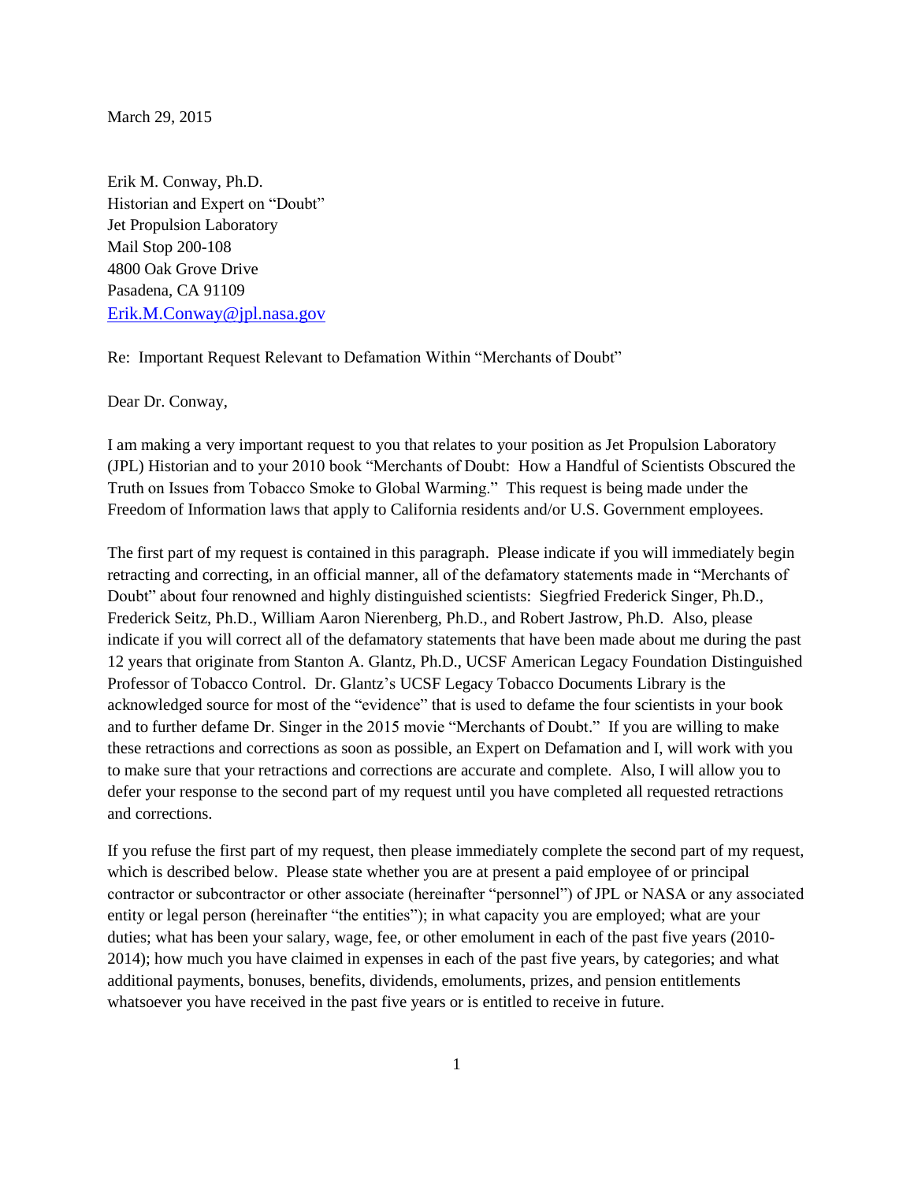March 29, 2015

Erik M. Conway, Ph.D.
Historian and Expert on "Doubt"
Jet Propulsion Laboratory
Mail Stop 200-108
4800 Oak Grove Drive
Pasadena, CA 91109
Erik.M.Conway@jpl.nasa.gov

Re: Important Request Relevant to Defamation Within "Merchants of Doubt"

Dear Dr. Conway,

I am making a very important request to you that relates to your position as Jet Propulsion Laboratory (JPL) Historian and to your 2010 book "Merchants of Doubt: How a Handful of Scientists Obscured the Truth on Issues from Tobacco Smoke to Global Warming." This request is being made under the Freedom of Information laws that apply to California residents and/or U.S. Government employees.

The first part of my request is contained in this paragraph. Please indicate if you will immediately begin retracting and correcting, in an official manner, all of the defamatory statements made in "Merchants of Doubt" about four renowned and highly distinguished scientists: Siegfried Frederick Singer, Ph.D., Frederick Seitz, Ph.D., William Aaron Nierenberg, Ph.D., and Robert Jastrow, Ph.D. Also, please indicate if you will correct all of the defamatory statements that have been made about me during the past 12 years that originate from Stanton A. Glantz, Ph.D., UCSF American Legacy Foundation Distinguished Professor of Tobacco Control. Dr. Glantz's UCSF Legacy Tobacco Documents Library is the acknowledged source for most of the "evidence" that is used to defame the four scientists in your book and to further defame Dr. Singer in the 2015 movie "Merchants of Doubt." If you are willing to make these retractions and corrections as soon as possible, an Expert on Defamation and I, will work with you to make sure that your retractions and corrections are accurate and complete. Also, I will allow you to defer your response to the second part of my request until you have completed all requested retractions and corrections.

If you refuse the first part of my request, then please immediately complete the second part of my request, which is described below. Please state whether you are at present a paid employee of or principal contractor or subcontractor or other associate (hereinafter "personnel") of JPL or NASA or any associated entity or legal person (hereinafter "the entities"); in what capacity you are employed; what are your duties; what has been your salary, wage, fee, or other emolument in each of the past five years (2010-2014); how much you have claimed in expenses in each of the past five years, by categories; and what additional payments, bonuses, benefits, dividends, emoluments, prizes, and pension entitlements whatsoever you have received in the past five years or is entitled to receive in future.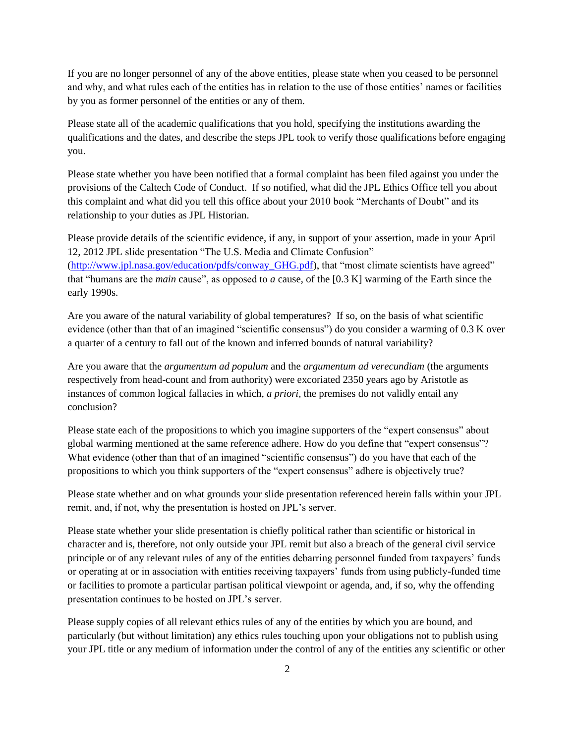If you are no longer personnel of any of the above entities, please state when you ceased to be personnel and why, and what rules each of the entities has in relation to the use of those entities' names or facilities by you as former personnel of the entities or any of them.

Please state all of the academic qualifications that you hold, specifying the institutions awarding the qualifications and the dates, and describe the steps JPL took to verify those qualifications before engaging you.

Please state whether you have been notified that a formal complaint has been filed against you under the provisions of the Caltech Code of Conduct. If so notified, what did the JPL Ethics Office tell you about this complaint and what did you tell this office about your 2010 book "Merchants of Doubt" and its relationship to your duties as JPL Historian.

Please provide details of the scientific evidence, if any, in support of your assertion, made in your April 12, 2012 JPL slide presentation "The U.S. Media and Climate Confusion" (http://www.jpl.nasa.gov/education/pdfs/conway_GHG.pdf), that "most climate scientists have agreed" that "humans are the *main* cause", as opposed to *a* cause, of the [0.3 K] warming of the Earth since the early 1990s.

Are you aware of the natural variability of global temperatures? If so, on the basis of what scientific evidence (other than that of an imagined "scientific consensus") do you consider a warming of 0.3 K over a quarter of a century to fall out of the known and inferred bounds of natural variability?

Are you aware that the *argumentum ad populum* and the *argumentum ad verecundiam* (the arguments respectively from head-count and from authority) were excoriated 2350 years ago by Aristotle as instances of common logical fallacies in which, *a priori,* the premises do not validly entail any conclusion?

Please state each of the propositions to which you imagine supporters of the "expert consensus" about global warming mentioned at the same reference adhere. How do you define that "expert consensus"? What evidence (other than that of an imagined "scientific consensus") do you have that each of the propositions to which you think supporters of the "expert consensus" adhere is objectively true?

Please state whether and on what grounds your slide presentation referenced herein falls within your JPL remit, and, if not, why the presentation is hosted on JPL's server.

Please state whether your slide presentation is chiefly political rather than scientific or historical in character and is, therefore, not only outside your JPL remit but also a breach of the general civil service principle or of any relevant rules of any of the entities debarring personnel funded from taxpayers' funds or operating at or in association with entities receiving taxpayers' funds from using publicly-funded time or facilities to promote a particular partisan political viewpoint or agenda, and, if so, why the offending presentation continues to be hosted on JPL's server.

Please supply copies of all relevant ethics rules of any of the entities by which you are bound, and particularly (but without limitation) any ethics rules touching upon your obligations not to publish using your JPL title or any medium of information under the control of any of the entities any scientific or other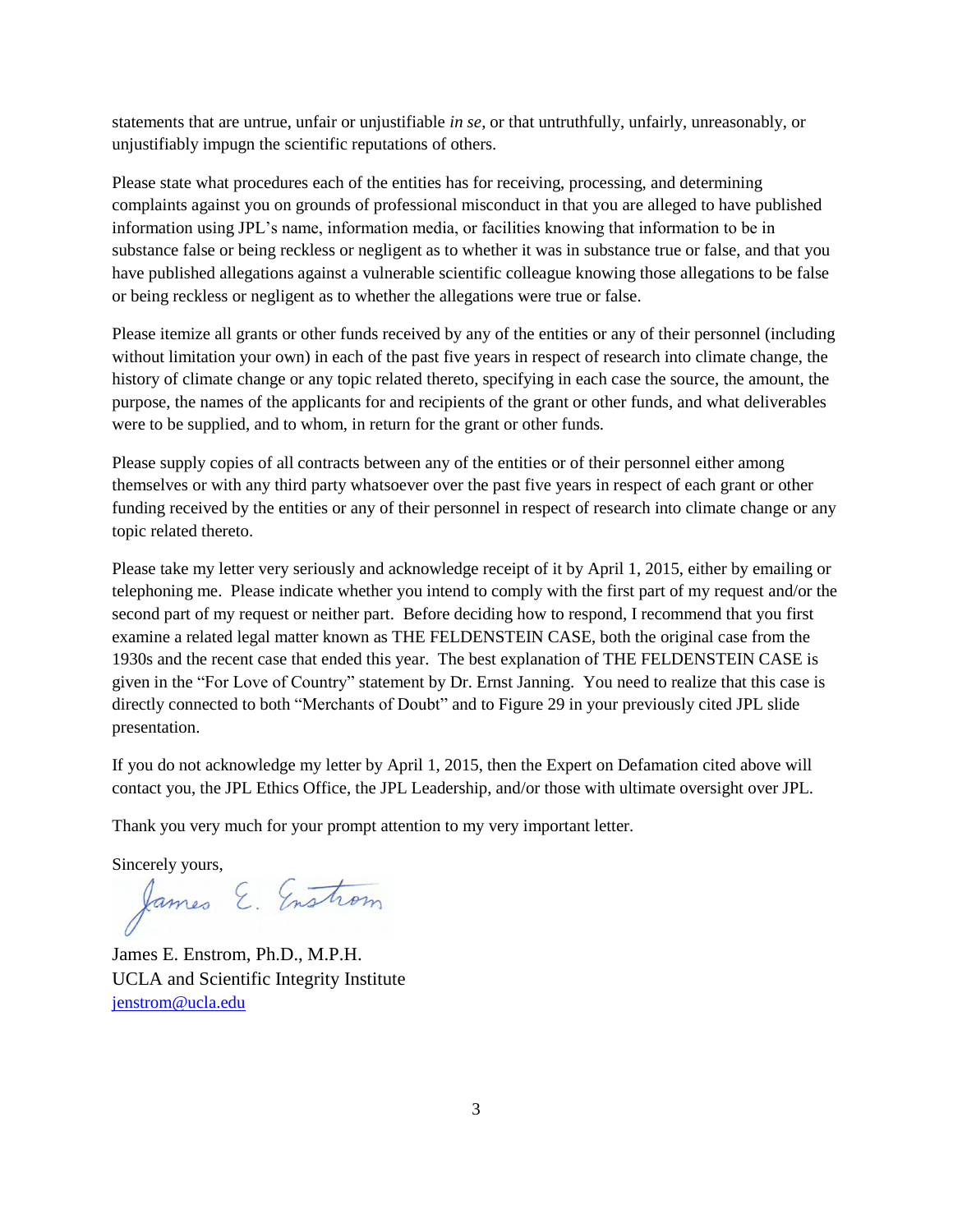statements that are untrue, unfair or unjustifiable *in se*, or that untruthfully, unfairly, unreasonably, or unjustifiably impugn the scientific reputations of others.

Please state what procedures each of the entities has for receiving, processing, and determining complaints against you on grounds of professional misconduct in that you are alleged to have published information using JPL's name, information media, or facilities knowing that information to be in substance false or being reckless or negligent as to whether it was in substance true or false, and that you have published allegations against a vulnerable scientific colleague knowing those allegations to be false or being reckless or negligent as to whether the allegations were true or false.

Please itemize all grants or other funds received by any of the entities or any of their personnel (including without limitation your own) in each of the past five years in respect of research into climate change, the history of climate change or any topic related thereto, specifying in each case the source, the amount, the purpose, the names of the applicants for and recipients of the grant or other funds, and what deliverables were to be supplied, and to whom, in return for the grant or other funds.

Please supply copies of all contracts between any of the entities or of their personnel either among themselves or with any third party whatsoever over the past five years in respect of each grant or other funding received by the entities or any of their personnel in respect of research into climate change or any topic related thereto.

Please take my letter very seriously and acknowledge receipt of it by April 1, 2015, either by emailing or telephoning me. Please indicate whether you intend to comply with the first part of my request and/or the second part of my request or neither part. Before deciding how to respond, I recommend that you first examine a related legal matter known as THE FELDENSTEIN CASE, both the original case from the 1930s and the recent case that ended this year. The best explanation of THE FELDENSTEIN CASE is given in the "For Love of Country" statement by Dr. Ernst Janning. You need to realize that this case is directly connected to both "Merchants of Doubt" and to Figure 29 in your previously cited JPL slide presentation.

If you do not acknowledge my letter by April 1, 2015, then the Expert on Defamation cited above will contact you, the JPL Ethics Office, the JPL Leadership, and/or those with ultimate oversight over JPL.

Thank you very much for your prompt attention to my very important letter.

Sincerely yours,

James E. Enstrom

James E. Enstrom, Ph.D., M.P.H.
UCLA and Scientific Integrity Institute
jenstrom@ucla.edu